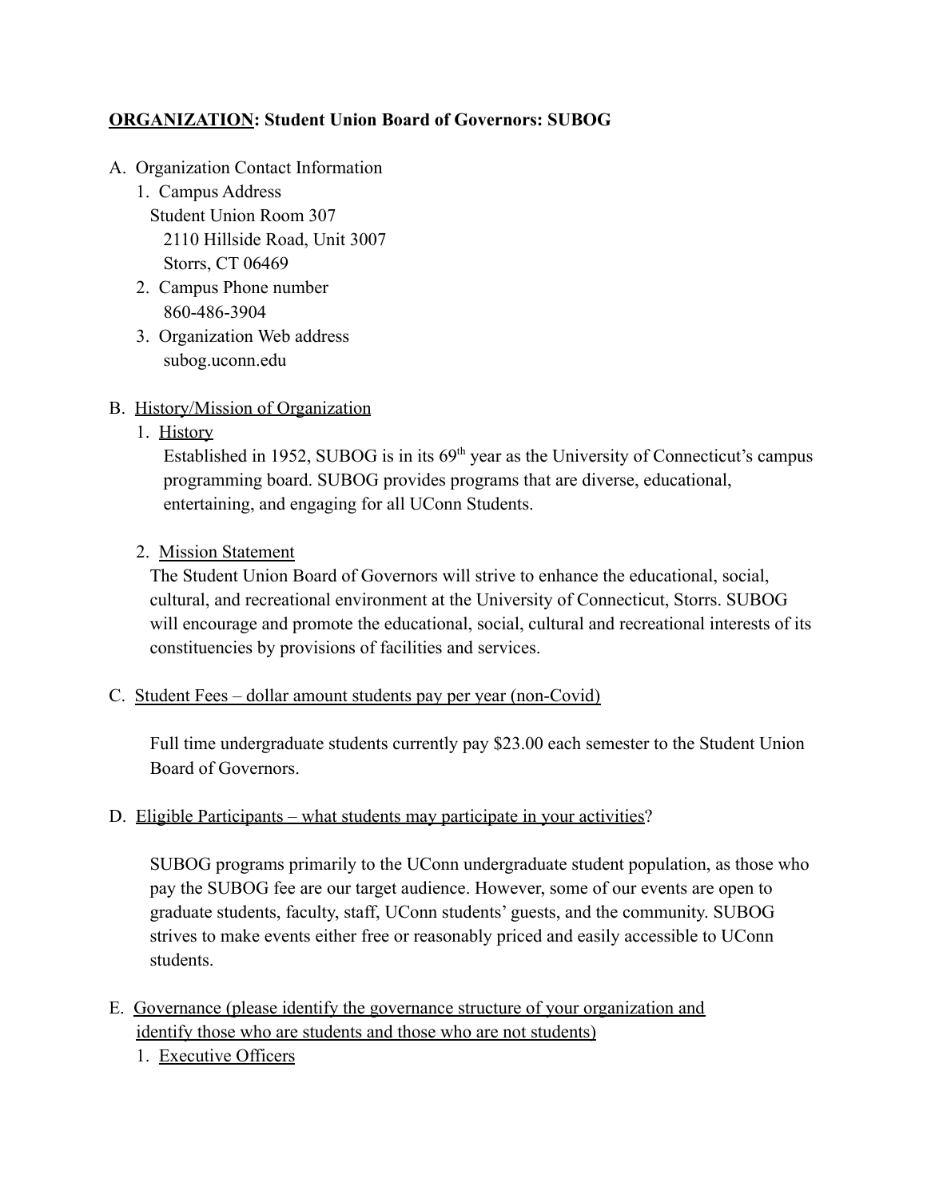**<u>ORGANIZATION</u>: Student Union Board of Governors: SUBOG**

A. Organization Contact Information
   1. Campus Address
      Student Union Room 307
      2110 Hillside Road, Unit 3007
      Storrs, CT 06469
   2. Campus Phone number
      860-486-3904
   3. Organization Web address
      subog.uconn.edu

B. <u>History/Mission of Organization</u>
   1. <u>History</u>
      Established in 1952, SUBOG is in its 69th year as the University of Connecticut's campus programming board. SUBOG provides programs that are diverse, educational, entertaining, and engaging for all UConn Students.

   2. <u>Mission Statement</u>
      The Student Union Board of Governors will strive to enhance the educational, social, cultural, and recreational environment at the University of Connecticut, Storrs. SUBOG will encourage and promote the educational, social, cultural and recreational interests of its constituencies by provisions of facilities and services.

C. <u>Student Fees – dollar amount students pay per year (non-Covid)</u>

   Full time undergraduate students currently pay $23.00 each semester to the Student Union Board of Governors.

D. <u>Eligible Participants – what students may participate in your activities</u>?

   SUBOG programs primarily to the UConn undergraduate student population, as those who pay the SUBOG fee are our target audience. However, some of our events are open to graduate students, faculty, staff, UConn students' guests, and the community. SUBOG strives to make events either free or reasonably priced and easily accessible to UConn students.

E. <u>Governance (please identify the governance structure of your organization and identify those who are students and those who are not students)</u>
   1. <u>Executive Officers</u>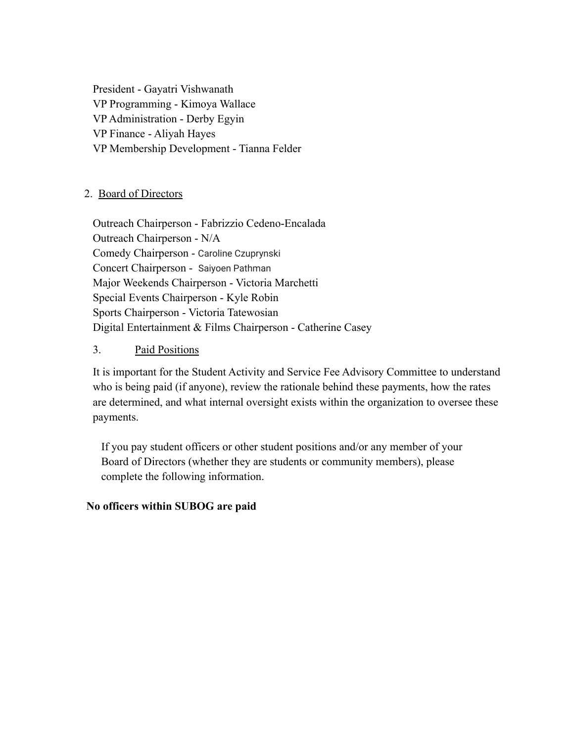President - Gayatri Vishwanath
VP Programming - Kimoya Wallace
VP Administration - Derby Egyin
VP Finance - Aliyah Hayes
VP Membership Development - Tianna Felder

2. Board of Directors

Outreach Chairperson - Fabrizzio Cedeno-Encalada
Outreach Chairperson - N/A
Comedy Chairperson - Caroline Czuprynski
Concert Chairperson - Saiyoen Pathman
Major Weekends Chairperson - Victoria Marchetti
Special Events Chairperson - Kyle Robin
Sports Chairperson - Victoria Tatewosian
Digital Entertainment & Films Chairperson - Catherine Casey

3. Paid Positions

It is important for the Student Activity and Service Fee Advisory Committee to understand who is being paid (if anyone), review the rationale behind these payments, how the rates are determined, and what internal oversight exists within the organization to oversee these payments.

If you pay student officers or other student positions and/or any member of your Board of Directors (whether they are students or community members), please complete the following information.

**No officers within SUBOG are paid**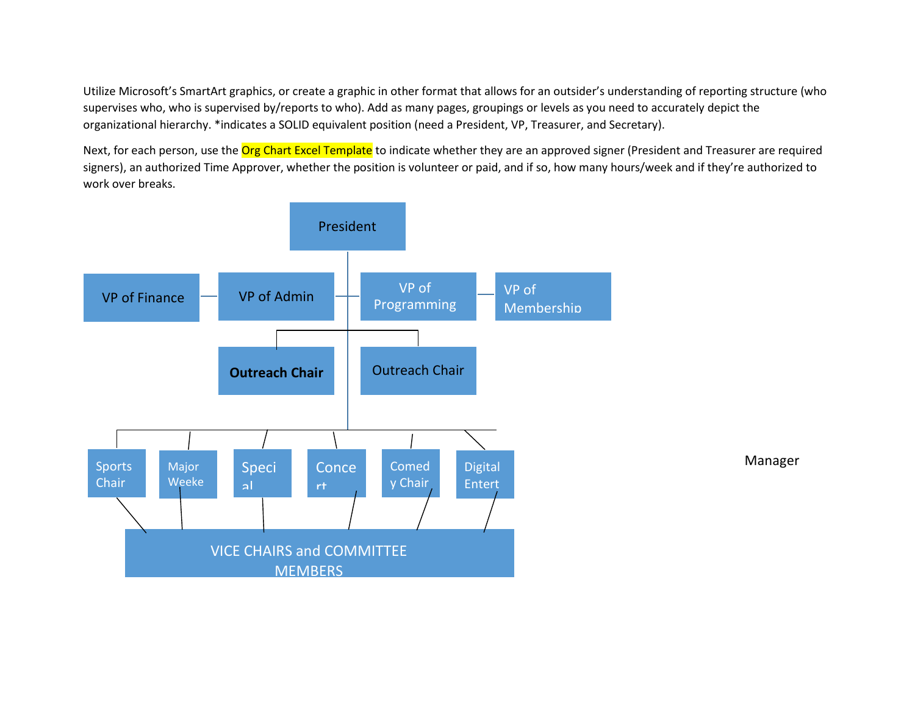Utilize Microsoft's SmartArt graphics, or create a graphic in other format that allows for an outsider's understanding of reporting structure (who supervises who, who is supervised by/reports to who). Add as many pages, groupings or levels as you need to accurately depict the organizational hierarchy. *indicates a SOLID equivalent position (need a President, VP, Treasurer, and Secretary).

Next, for each person, use the Org Chart Excel Template to indicate whether they are an approved signer (President and Treasurer are required signers), an authorized Time Approver, whether the position is volunteer or paid, and if so, how many hours/week and if they're authorized to work over breaks.

President

VP of Finance

VP of Admin

VP of Programming

VP of Membership

**Outreach Chair**

Outreach Chair

Sports Chair

Major Weeke

Speci al

Conce rt

Comed y Chair

Digital Entert

VICE CHAIRS and COMMITTEE MEMBERS

Manager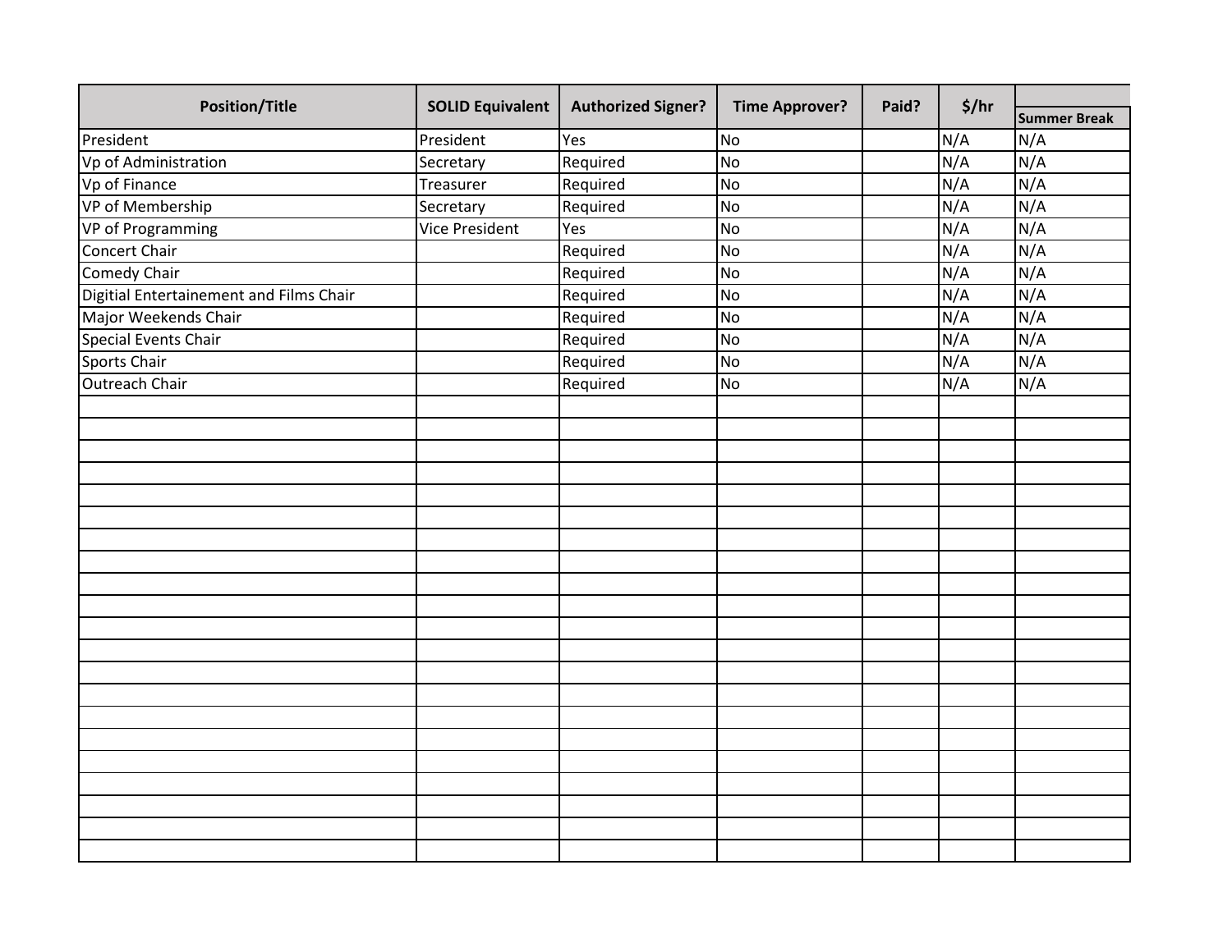| Position/Title | SOLID Equivalent | Authorized Signer? | Time Approver? | Paid? | $/hr | |
|---|---|---|---|---|---|---|
| | | | | | | Summer Break |
| President | President | Yes | No | | N/A | N/A |
| Vp of Administration | Secretary | Required | No | | N/A | N/A |
| Vp of Finance | Treasurer | Required | No | | N/A | N/A |
| VP of Membership | Secretary | Required | No | | N/A | N/A |
| VP of Programming | Vice President | Yes | No | | N/A | N/A |
| Concert Chair | | Required | No | | N/A | N/A |
| Comedy Chair | | Required | No | | N/A | N/A |
| Digitial Entertainement and Films Chair | | Required | No | | N/A | N/A |
| Major Weekends Chair | | Required | No | | N/A | N/A |
| Special Events Chair | | Required | No | | N/A | N/A |
| Sports Chair | | Required | No | | N/A | N/A |
| Outreach Chair | | Required | No | | N/A | N/A |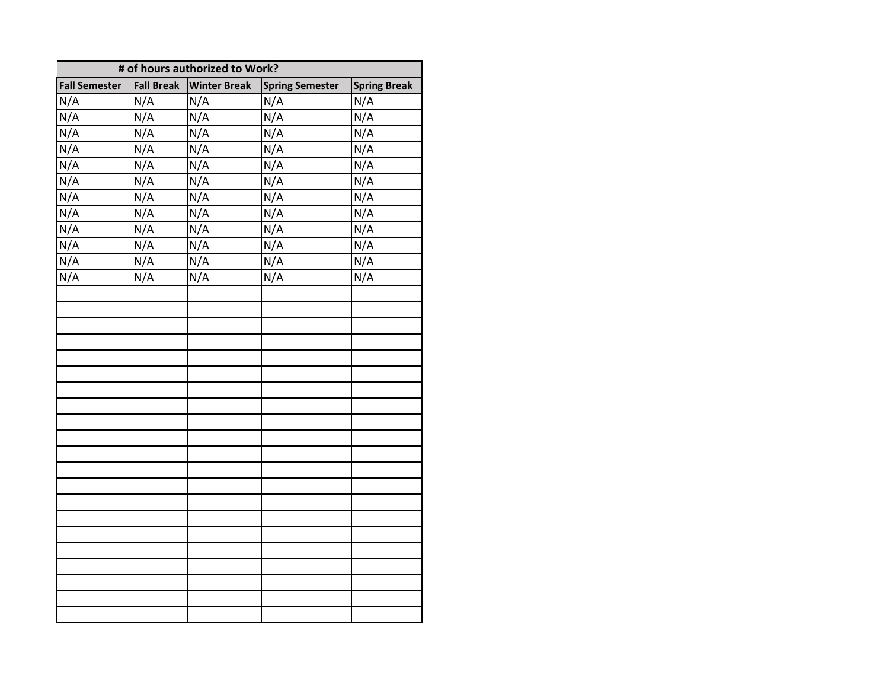| # of hours authorized to Work? | | | | |
|---|---|---|---|---|
| Fall Semester | Fall Break | Winter Break | Spring Semester | Spring Break |
| N/A | N/A | N/A | N/A | N/A |
| N/A | N/A | N/A | N/A | N/A |
| N/A | N/A | N/A | N/A | N/A |
| N/A | N/A | N/A | N/A | N/A |
| N/A | N/A | N/A | N/A | N/A |
| N/A | N/A | N/A | N/A | N/A |
| N/A | N/A | N/A | N/A | N/A |
| N/A | N/A | N/A | N/A | N/A |
| N/A | N/A | N/A | N/A | N/A |
| N/A | N/A | N/A | N/A | N/A |
| N/A | N/A | N/A | N/A | N/A |
| N/A | N/A | N/A | N/A | N/A |
| | | | | |
| | | | | |
| | | | | |
| | | | | |
| | | | | |
| | | | | |
| | | | | |
| | | | | |
| | | | | |
| | | | | |
| | | | | |
| | | | | |
| | | | | |
| | | | | |
| | | | | |
| | | | | |
| | | | | |
| | | | | |
| | | | | |
| | | | | |
| | | | | |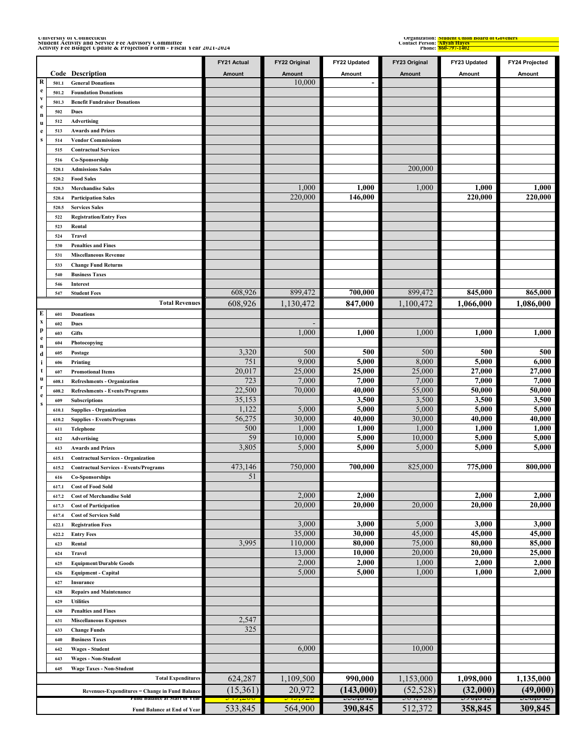University of Connecticut
Student Activity and Service Fee Advisory Committee
Activity Fee Budget Update & Projection Form - Fiscal Year 2021-2024

Organization: Student Union Board of Goveners
Contact Person: Aliyah Hayes
Phone: 860-797-1402

| | Code | Description | FY21 Actual Amount | FY22 Original Amount | FY22 Updated Amount | FY23 Original Amount | FY23 Updated Amount | FY24 Projected Amount |
|---|---|---|---|---|---|---|---|---|
| Revenues | 501.1 | General Donations | | 10,000 | - | | | |
| | 501.2 | Foundation Donations | | | | | | |
| | 501.3 | Benefit Fundraiser Donations | | | | | | |
| | 502 | Dues | | | | | | |
| | 512 | Advertising | | | | | | |
| | 513 | Awards and Prizes | | | | | | |
| | 514 | Vendor Commissions | | | | | | |
| | 515 | Contractual Services | | | | | | |
| | 516 | Co-Sponsorship | | | | | | |
| | 520.1 | Admissions Sales | | | | 200,000 | | |
| | 520.2 | Food Sales | | | | | | |
| | 520.3 | Merchandise Sales | | 1,000 | 1,000 | 1,000 | 1,000 | 1,000 |
| | 520.4 | Participation Sales | | 220,000 | 146,000 | | 220,000 | 220,000 |
| | 520.5 | Services Sales | | | | | | |
| | 522 | Registration/Entry Fees | | | | | | |
| | 523 | Rental | | | | | | |
| | 524 | Travel | | | | | | |
| | 530 | Penalties and Fines | | | | | | |
| | 531 | Miscellaneous Revenue | | | | | | |
| | 533 | Change Fund Returns | | | | | | |
| | 540 | Business Taxes | | | | | | |
| | 546 | Interest | | | | | | |
| | 547 | Student Fees | 608,926 | 899,472 | 700,000 | 899,472 | 845,000 | 865,000 |
| | | **Total Revenues** | 608,926 | 1,130,472 | 847,000 | 1,100,472 | 1,066,000 | 1,086,000 |
| Expenditures | 601 | Donations | | | | | | |
| | 602 | Dues | | - | | | | |
| | 603 | Gifts | | 1,000 | 1,000 | 1,000 | 1,000 | 1,000 |
| | 604 | Photocopying | | | | | | |
| | 605 | Postage | 3,320 | 500 | 500 | 500 | 500 | 500 |
| | 606 | Printing | 751 | 9,000 | 5,000 | 8,000 | 5,000 | 6,000 |
| | 607 | Promotional Items | 20,017 | 25,000 | 25,000 | 25,000 | 27,000 | 27,000 |
| | 608.1 | Refreshments - Organization | 723 | 7,000 | 7,000 | 7,000 | 7,000 | 7,000 |
| | 608.2 | Refreshments - Events/Programs | 22,500 | 70,000 | 40,000 | 55,000 | 50,000 | 50,000 |
| | 609 | Subscriptions | 35,153 | | 3,500 | 3,500 | 3,500 | 3,500 |
| | 610.1 | Supplies - Organization | 1,122 | 5,000 | 5,000 | 5,000 | 5,000 | 5,000 |
| | 610.2 | Supplies - Events/Programs | 56,275 | 30,000 | 40,000 | 30,000 | 40,000 | 40,000 |
| | 611 | Telephone | 500 | 1,000 | 1,000 | 1,000 | 1,000 | 1,000 |
| | 612 | Advertising | 59 | 10,000 | 5,000 | 10,000 | 5,000 | 5,000 |
| | 613 | Awards and Prizes | 3,805 | 5,000 | 5,000 | 5,000 | 5,000 | 5,000 |
| | 615.1 | Contractual Services - Organization | | | | | | |
| | 615.2 | Contractual Services - Events/Programs | 473,146 | 750,000 | 700,000 | 825,000 | 775,000 | 800,000 |
| | 616 | Co-Sponsorships | 51 | | | | | |
| | 617.1 | Cost of Food Sold | | | | | | |
| | 617.2 | Cost of Merchandise Sold | | 2,000 | 2,000 | | 2,000 | 2,000 |
| | 617.3 | Cost of Participation | | 20,000 | 20,000 | 20,000 | 20,000 | 20,000 |
| | 617.4 | Cost of Services Sold | | | | | | |
| | 622.1 | Registration Fees | | 3,000 | 3,000 | 5,000 | 3,000 | 3,000 |
| | 622.2 | Entry Fees | | 35,000 | 30,000 | 45,000 | 45,000 | 45,000 |
| | 623 | Rental | 3,995 | 110,000 | 80,000 | 75,000 | 80,000 | 85,000 |
| | 624 | Travel | | 13,000 | 10,000 | 20,000 | 20,000 | 25,000 |
| | 625 | Equipment/Durable Goods | | 2,000 | 2,000 | 1,000 | 2,000 | 2,000 |
| | 626 | Equipment - Capital | | 5,000 | 5,000 | 1,000 | 1,000 | 2,000 |
| | 627 | Insurance | | | | | | |
| | 628 | Repairs and Maintenance | | | | | | |
| | 629 | Utilities | | | | | | |
| | 630 | Penalties and Fines | | | | | | |
| | 631 | Miscellaneous Expenses | 2,547 | | | | | |
| | 633 | Change Funds | 325 | | | | | |
| | 640 | Business Taxes | | | | | | |
| | 642 | Wages - Student | | 6,000 | | 10,000 | | |
| | 643 | Wages - Non-Student | | | | | | |
| | 645 | Wage Taxes - Non-Student | | | | | | |
| | | **Total Expenditures** | 624,287 | 1,109,500 | 990,000 | 1,153,000 | 1,098,000 | 1,135,000 |
| | | **Revenues-Expenditures = Change in Fund Balance** | (15,361) | 20,972 | (143,000) | (52,528) | (32,000) | (49,000) |
| | | **Fund Balance at Start of Year** | 549,206 | 543,928 | 533,845 | 564,900 | 390,845 | 358,845 |
| | | **Fund Balance at End of Year** | 533,845 | 564,900 | 390,845 | 512,372 | 358,845 | 309,845 |